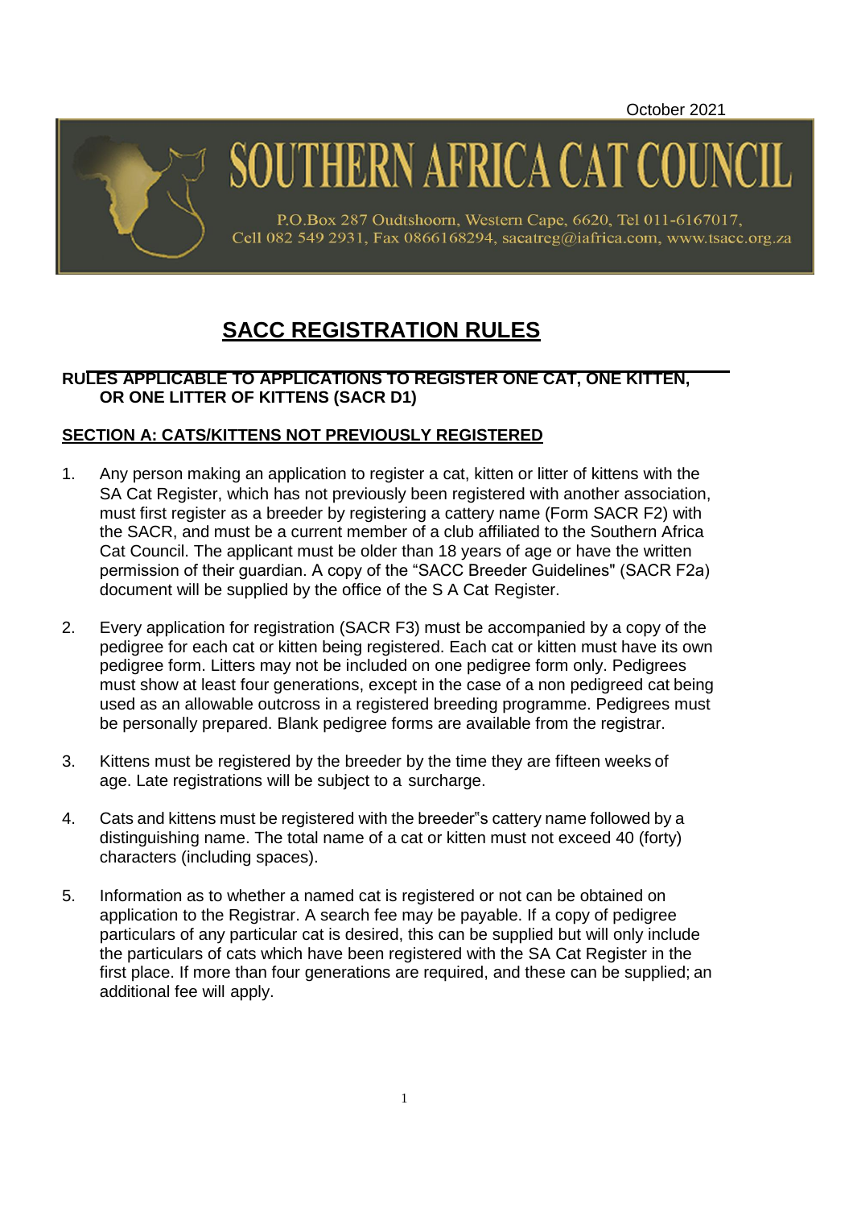October 2021

# SOUTHERN AFRICA CAT COUNCIL

P.O.Box 287 Oudtshoorn, Western Cape, 6620, Tel 011-6167017, Cell 082 549 2931, Fax 0866168294, sacatreg@iafrica.com, www.tsacc.org.za

# SACC REGISTRATION RULES

**RULES APPLICABLE TO APPLICATIONS TO REGISTER ONE CAT, ONE KITTEN, OR ONE LITTER OF KITTENS (SACR D1)**

## SECTION A: CATS/KITTENS NOT PREVIOUSLY REGISTERED

1. Any person making an application to register a cat, kitten or litter of kittens with the SA Cat Register, which has not previously been registered with another association, must first register as a breeder by registering a cattery name (Form SACR F2) with the SACR, and must be a current member of a club affiliated to the Southern Africa Cat Council. The applicant must be older than 18 years of age or have the written permission of their guardian. A copy of the "SACC Breeder Guidelines" (SACR F2a) document will be supplied by the office of the S A Cat Register.

2. Every application for registration (SACR F3) must be accompanied by a copy of the pedigree for each cat or kitten being registered. Each cat or kitten must have its own pedigree form. Litters may not be included on one pedigree form only. Pedigrees must show at least four generations, except in the case of a non pedigreed cat being used as an allowable outcross in a registered breeding programme. Pedigrees must be personally prepared. Blank pedigree forms are available from the registrar.

3. Kittens must be registered by the breeder by the time they are fifteen weeks of age. Late registrations will be subject to a surcharge.

4. Cats and kittens must be registered with the breeder"s cattery name followed by a distinguishing name. The total name of a cat or kitten must not exceed 40 (forty) characters (including spaces).

5. Information as to whether a named cat is registered or not can be obtained on application to the Registrar. A search fee may be payable. If a copy of pedigree particulars of any particular cat is desired, this can be supplied but will only include the particulars of cats which have been registered with the SA Cat Register in the first place. If more than four generations are required, and these can be supplied; an additional fee will apply.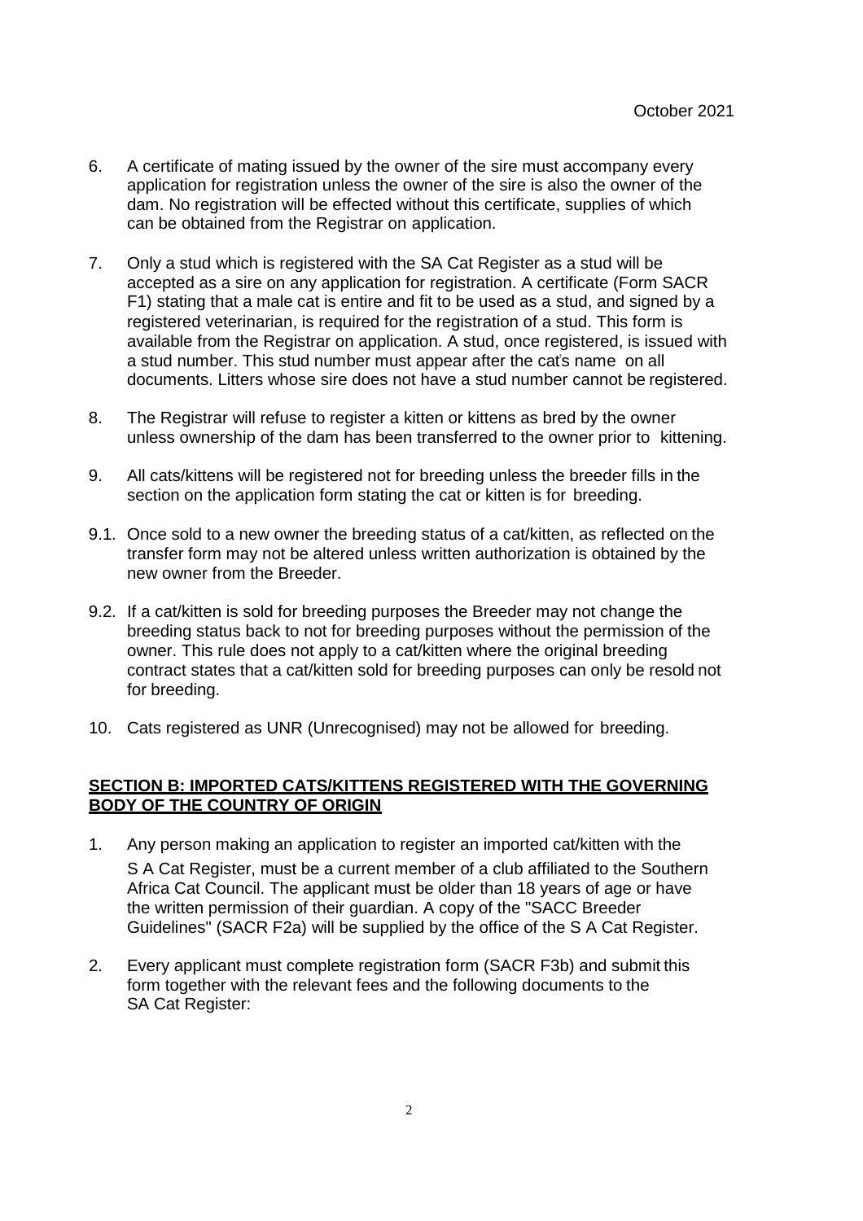6. A certificate of mating issued by the owner of the sire must accompany every application for registration unless the owner of the sire is also the owner of the dam. No registration will be effected without this certificate, supplies of which can be obtained from the Registrar on application.

7. Only a stud which is registered with the SA Cat Register as a stud will be accepted as a sire on any application for registration. A certificate (Form SACR F1) stating that a male cat is entire and fit to be used as a stud, and signed by a registered veterinarian, is required for the registration of a stud. This form is available from the Registrar on application. A stud, once registered, is issued with a stud number. This stud number must appear after the cat's name on all documents. Litters whose sire does not have a stud number cannot be registered.

8. The Registrar will refuse to register a kitten or kittens as bred by the owner unless ownership of the dam has been transferred to the owner prior to kittening.

9. All cats/kittens will be registered not for breeding unless the breeder fills in the section on the application form stating the cat or kitten is for breeding.

9.1. Once sold to a new owner the breeding status of a cat/kitten, as reflected on the transfer form may not be altered unless written authorization is obtained by the new owner from the Breeder.

9.2. If a cat/kitten is sold for breeding purposes the Breeder may not change the breeding status back to not for breeding purposes without the permission of the owner. This rule does not apply to a cat/kitten where the original breeding contract states that a cat/kitten sold for breeding purposes can only be resold not for breeding.

10. Cats registered as UNR (Unrecognised) may not be allowed for breeding.

## SECTION B: IMPORTED CATS/KITTENS REGISTERED WITH THE GOVERNING BODY OF THE COUNTRY OF ORIGIN

1. Any person making an application to register an imported cat/kitten with the S A Cat Register, must be a current member of a club affiliated to the Southern Africa Cat Council. The applicant must be older than 18 years of age or have the written permission of their guardian. A copy of the "SACC Breeder Guidelines" (SACR F2a) will be supplied by the office of the S A Cat Register.

2. Every applicant must complete registration form (SACR F3b) and submit this form together with the relevant fees and the following documents to the SA Cat Register: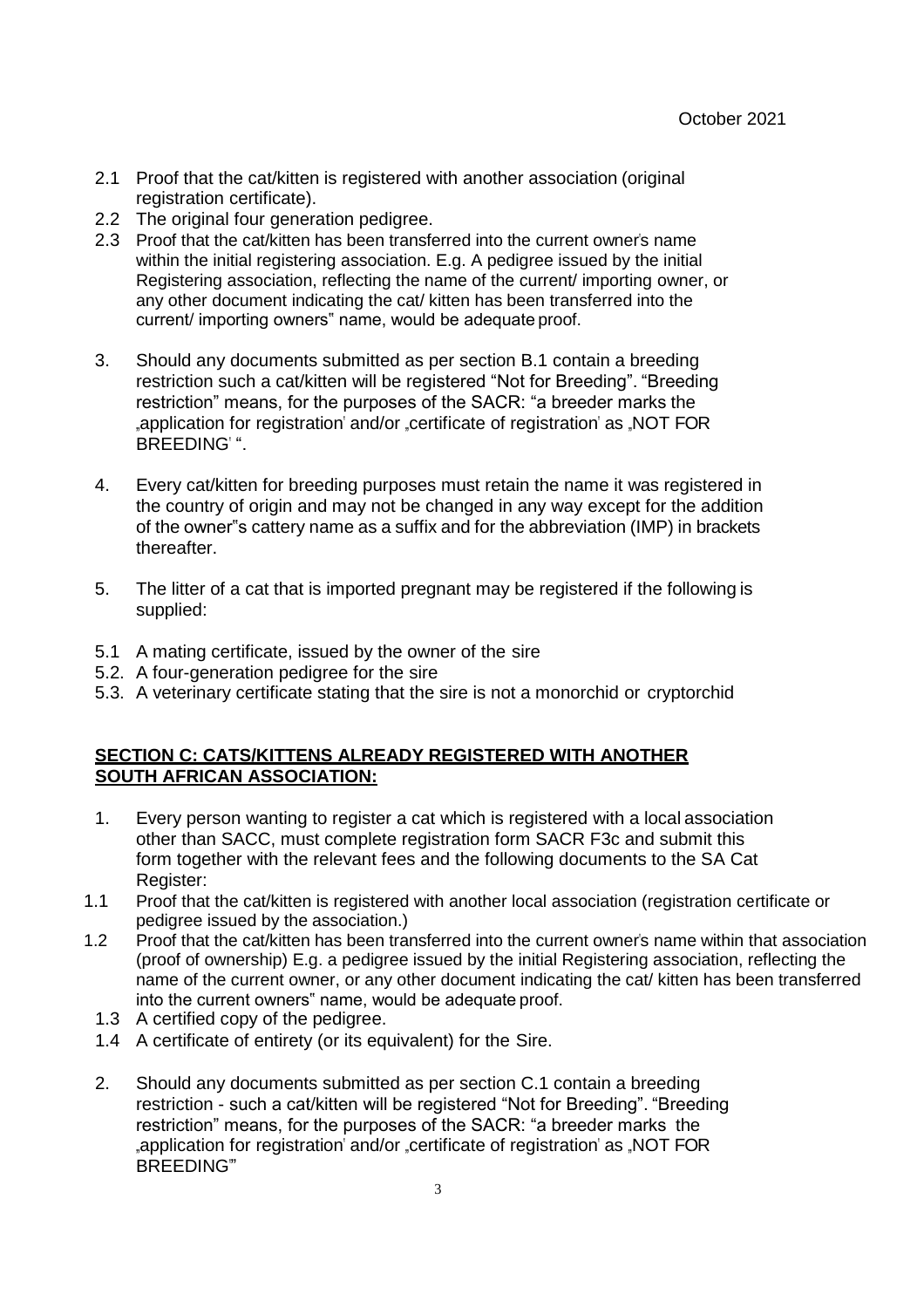October 2021

2.1 Proof that the cat/kitten is registered with another association (original registration certificate).
2.2 The original four generation pedigree.
2.3 Proof that the cat/kitten has been transferred into the current owner's name within the initial registering association. E.g. A pedigree issued by the initial Registering association, reflecting the name of the current/ importing owner, or any other document indicating the cat/ kitten has been transferred into the current/ importing owners" name, would be adequate proof.

3. Should any documents submitted as per section B.1 contain a breeding restriction such a cat/kitten will be registered "Not for Breeding". "Breeding restriction" means, for the purposes of the SACR: "a breeder marks the „application for registration' and/or „certificate of registration' as „NOT FOR BREEDING' ".

4. Every cat/kitten for breeding purposes must retain the name it was registered in the country of origin and may not be changed in any way except for the addition of the owner"s cattery name as a suffix and for the abbreviation (IMP) in brackets thereafter.

5. The litter of a cat that is imported pregnant may be registered if the following is supplied:

5.1 A mating certificate, issued by the owner of the sire
5.2. A four-generation pedigree for the sire
5.3. A veterinary certificate stating that the sire is not a monorchid or cryptorchid

## SECTION C: CATS/KITTENS ALREADY REGISTERED WITH ANOTHER SOUTH AFRICAN ASSOCIATION:

1. Every person wanting to register a cat which is registered with a local association other than SACC, must complete registration form SACR F3c and submit this form together with the relevant fees and the following documents to the SA Cat Register:

1.1 Proof that the cat/kitten is registered with another local association (registration certificate or pedigree issued by the association.)
1.2 Proof that the cat/kitten has been transferred into the current owner's name within that association (proof of ownership) E.g. a pedigree issued by the initial Registering association, reflecting the name of the current owner, or any other document indicating the cat/ kitten has been transferred into the current owners" name, would be adequate proof.
1.3 A certified copy of the pedigree.
1.4 A certificate of entirety (or its equivalent) for the Sire.

2. Should any documents submitted as per section C.1 contain a breeding restriction - such a cat/kitten will be registered "Not for Breeding". "Breeding restriction" means, for the purposes of the SACR: "a breeder marks the „application for registration' and/or „certificate of registration' as „NOT FOR BREEDING""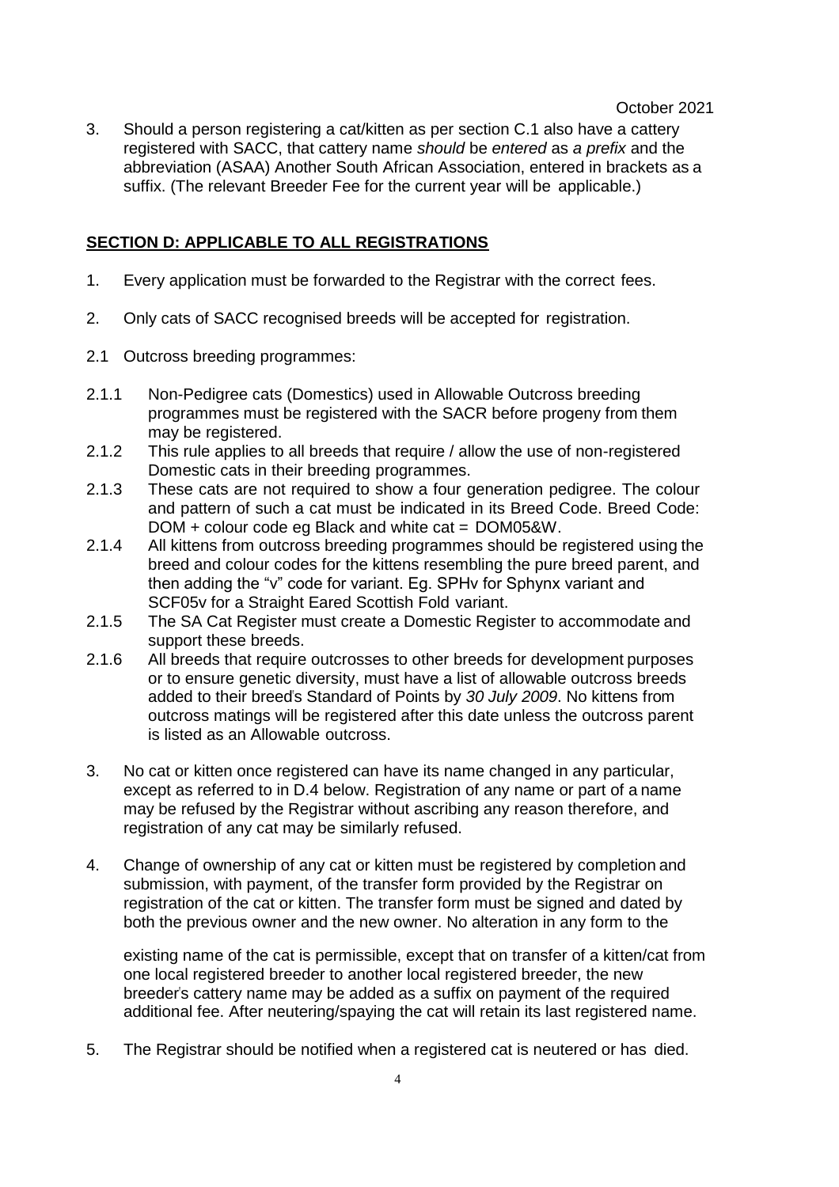October 2021

3. Should a person registering a cat/kitten as per section C.1 also have a cattery registered with SACC, that cattery name *should* be *entered* as *a prefix* and the abbreviation (ASAA) Another South African Association, entered in brackets as a suffix. (The relevant Breeder Fee for the current year will be applicable.)

## SECTION D: APPLICABLE TO ALL REGISTRATIONS

1. Every application must be forwarded to the Registrar with the correct fees.

2. Only cats of SACC recognised breeds will be accepted for registration.

2.1 Outcross breeding programmes:

2.1.1 Non-Pedigree cats (Domestics) used in Allowable Outcross breeding programmes must be registered with the SACR before progeny from them may be registered.

2.1.2 This rule applies to all breeds that require / allow the use of non-registered Domestic cats in their breeding programmes.

2.1.3 These cats are not required to show a four generation pedigree. The colour and pattern of such a cat must be indicated in its Breed Code. Breed Code: DOM + colour code eg Black and white cat = DOM05&W.

2.1.4 All kittens from outcross breeding programmes should be registered using the breed and colour codes for the kittens resembling the pure breed parent, and then adding the "v" code for variant. Eg. SPHv for Sphynx variant and SCF05v for a Straight Eared Scottish Fold variant.

2.1.5 The SA Cat Register must create a Domestic Register to accommodate and support these breeds.

2.1.6 All breeds that require outcrosses to other breeds for development purposes or to ensure genetic diversity, must have a list of allowable outcross breeds added to their breed's Standard of Points by *30 July 2009*. No kittens from outcross matings will be registered after this date unless the outcross parent is listed as an Allowable outcross.

3. No cat or kitten once registered can have its name changed in any particular, except as referred to in D.4 below. Registration of any name or part of a name may be refused by the Registrar without ascribing any reason therefore, and registration of any cat may be similarly refused.

4. Change of ownership of any cat or kitten must be registered by completion and submission, with payment, of the transfer form provided by the Registrar on registration of the cat or kitten. The transfer form must be signed and dated by both the previous owner and the new owner. No alteration in any form to the

   existing name of the cat is permissible, except that on transfer of a kitten/cat from one local registered breeder to another local registered breeder, the new breeder's cattery name may be added as a suffix on payment of the required additional fee. After neutering/spaying the cat will retain its last registered name.

5. The Registrar should be notified when a registered cat is neutered or has died.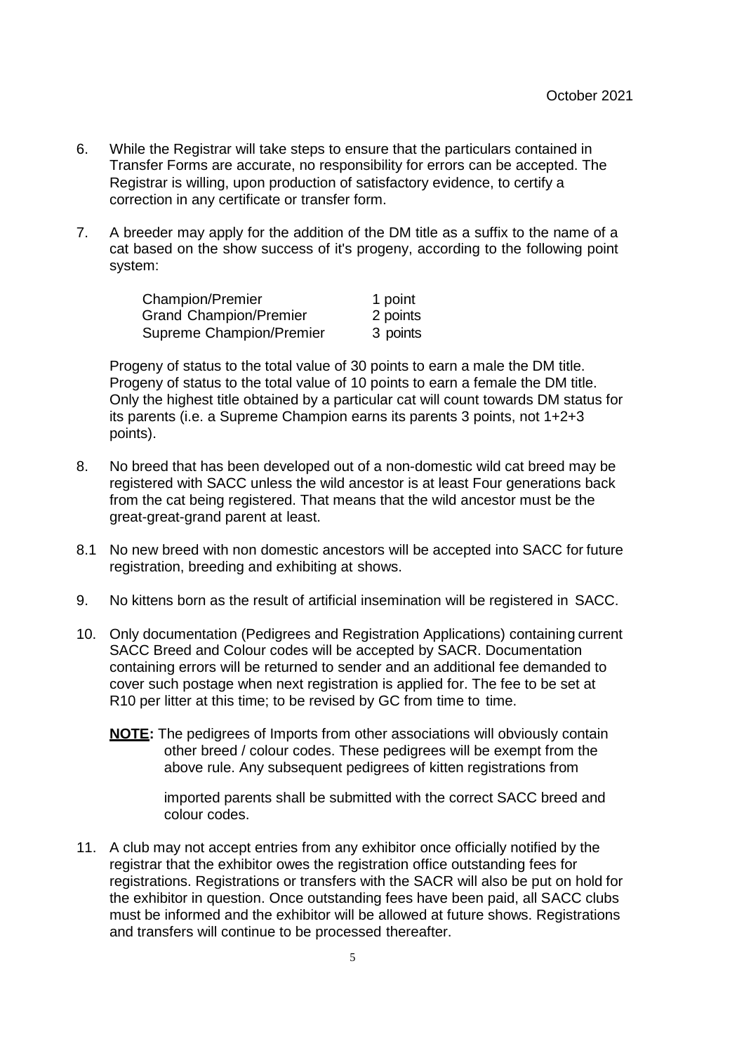October 2021

6. While the Registrar will take steps to ensure that the particulars contained in Transfer Forms are accurate, no responsibility for errors can be accepted. The Registrar is willing, upon production of satisfactory evidence, to certify a correction in any certificate or transfer form.

7. A breeder may apply for the addition of the DM title as a suffix to the name of a cat based on the show success of it's progeny, according to the following point system:

   | | |
   |---|---|
   | Champion/Premier | 1 point |
   | Grand Champion/Premier | 2 points |
   | Supreme Champion/Premier | 3 points |

   Progeny of status to the total value of 30 points to earn a male the DM title. Progeny of status to the total value of 10 points to earn a female the DM title. Only the highest title obtained by a particular cat will count towards DM status for its parents (i.e. a Supreme Champion earns its parents 3 points, not 1+2+3 points).

8. No breed that has been developed out of a non-domestic wild cat breed may be registered with SACC unless the wild ancestor is at least Four generations back from the cat being registered. That means that the wild ancestor must be the great-great-grand parent at least.

8.1 No new breed with non domestic ancestors will be accepted into SACC for future registration, breeding and exhibiting at shows.

9. No kittens born as the result of artificial insemination will be registered in SACC.

10. Only documentation (Pedigrees and Registration Applications) containing current SACC Breed and Colour codes will be accepted by SACR. Documentation containing errors will be returned to sender and an additional fee demanded to cover such postage when next registration is applied for. The fee to be set at R10 per litter at this time; to be revised by GC from time to time.

    **NOTE:** The pedigrees of Imports from other associations will obviously contain other breed / colour codes. These pedigrees will be exempt from the above rule. Any subsequent pedigrees of kitten registrations from imported parents shall be submitted with the correct SACC breed and colour codes.

11. A club may not accept entries from any exhibitor once officially notified by the registrar that the exhibitor owes the registration office outstanding fees for registrations. Registrations or transfers with the SACR will also be put on hold for the exhibitor in question. Once outstanding fees have been paid, all SACC clubs must be informed and the exhibitor will be allowed at future shows. Registrations and transfers will continue to be processed thereafter.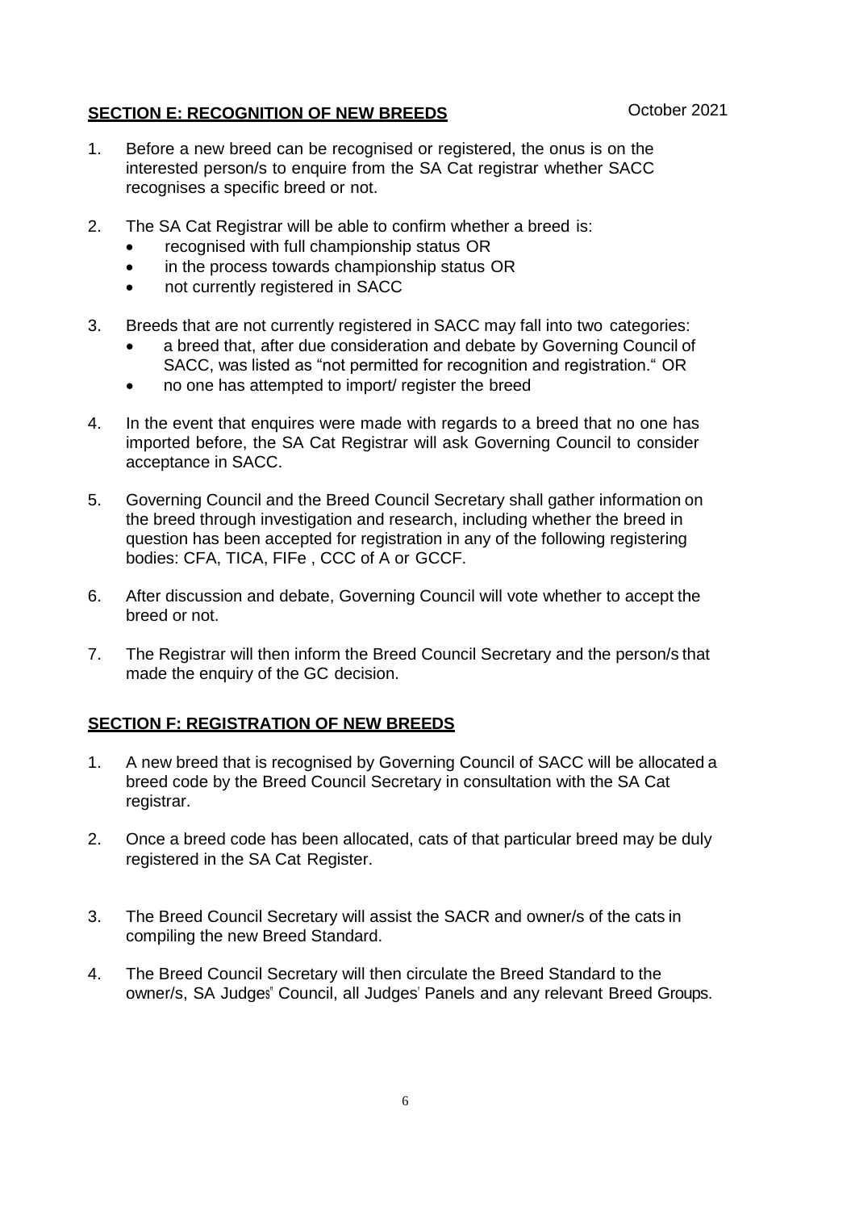## SECTION E: RECOGNITION OF NEW BREEDS

October 2021

1. Before a new breed can be recognised or registered, the onus is on the interested person/s to enquire from the SA Cat registrar whether SACC recognises a specific breed or not.

2. The SA Cat Registrar will be able to confirm whether a breed is:
   - recognised with full championship status OR
   - in the process towards championship status OR
   - not currently registered in SACC

3. Breeds that are not currently registered in SACC may fall into two categories:
   - a breed that, after due consideration and debate by Governing Council of SACC, was listed as "not permitted for recognition and registration." OR
   - no one has attempted to import/ register the breed

4. In the event that enquires were made with regards to a breed that no one has imported before, the SA Cat Registrar will ask Governing Council to consider acceptance in SACC.

5. Governing Council and the Breed Council Secretary shall gather information on the breed through investigation and research, including whether the breed in question has been accepted for registration in any of the following registering bodies: CFA, TICA, FIFe , CCC of A or GCCF.

6. After discussion and debate, Governing Council will vote whether to accept the breed or not.

7. The Registrar will then inform the Breed Council Secretary and the person/s that made the enquiry of the GC decision.

## SECTION F: REGISTRATION OF NEW BREEDS

1. A new breed that is recognised by Governing Council of SACC will be allocated a breed code by the Breed Council Secretary in consultation with the SA Cat registrar.

2. Once a breed code has been allocated, cats of that particular breed may be duly registered in the SA Cat Register.

3. The Breed Council Secretary will assist the SACR and owner/s of the cats in compiling the new Breed Standard.

4. The Breed Council Secretary will then circulate the Breed Standard to the owner/s, SA Judges' Council, all Judges' Panels and any relevant Breed Groups.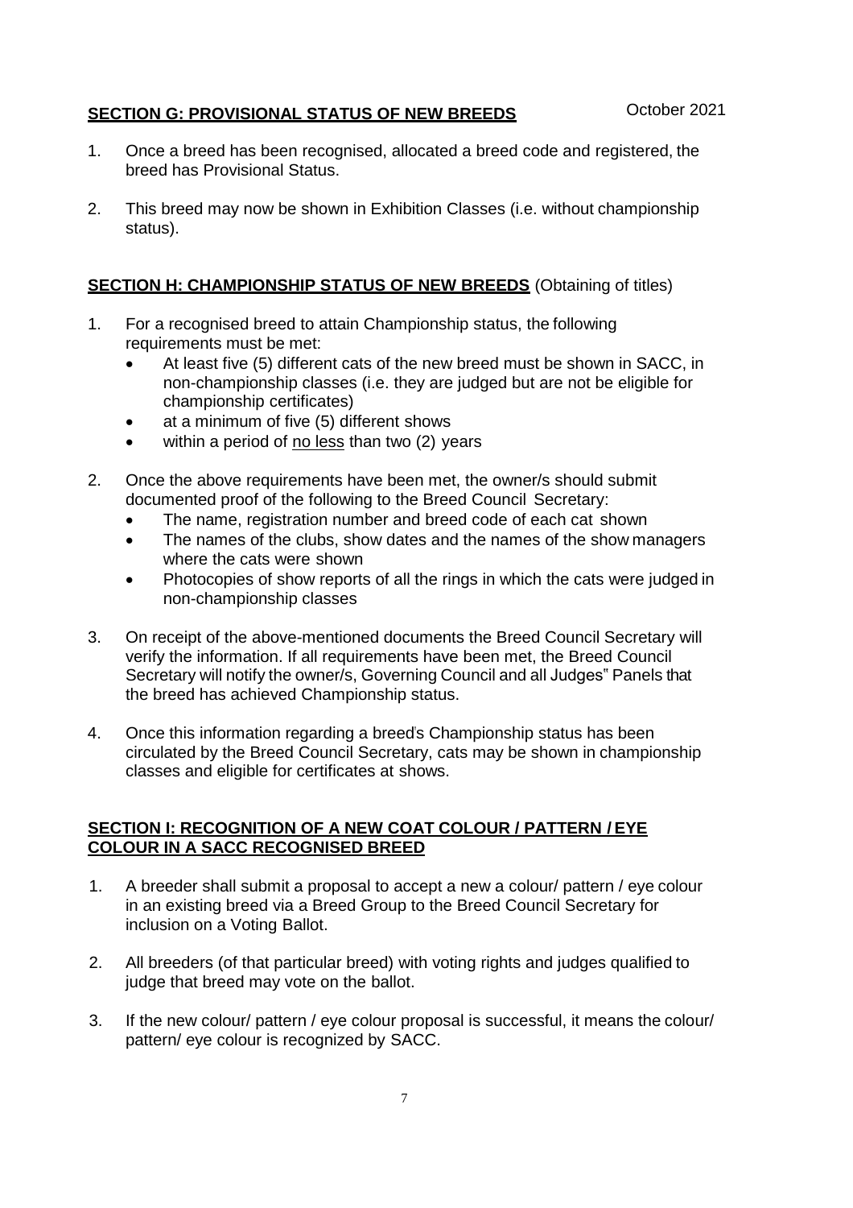October 2021

## **SECTION G: PROVISIONAL STATUS OF NEW BREEDS**

1. Once a breed has been recognised, allocated a breed code and registered, the breed has Provisional Status.
2. This breed may now be shown in Exhibition Classes (i.e. without championship status).

## **SECTION H: CHAMPIONSHIP STATUS OF NEW BREEDS** (Obtaining of titles)

1. For a recognised breed to attain Championship status, the following requirements must be met:
   - At least five (5) different cats of the new breed must be shown in SACC, in non-championship classes (i.e. they are judged but are not be eligible for championship certificates)
   - at a minimum of five (5) different shows
   - within a period of <u>no less</u> than two (2) years
2. Once the above requirements have been met, the owner/s should submit documented proof of the following to the Breed Council Secretary:
   - The name, registration number and breed code of each cat shown
   - The names of the clubs, show dates and the names of the show managers where the cats were shown
   - Photocopies of show reports of all the rings in which the cats were judged in non-championship classes
3. On receipt of the above-mentioned documents the Breed Council Secretary will verify the information. If all requirements have been met, the Breed Council Secretary will notify the owner/s, Governing Council and all Judges" Panels that the breed has achieved Championship status.
4. Once this information regarding a breed's Championship status has been circulated by the Breed Council Secretary, cats may be shown in championship classes and eligible for certificates at shows.

## **SECTION I: RECOGNITION OF A NEW COAT COLOUR / PATTERN / EYE COLOUR IN A SACC RECOGNISED BREED**

1. A breeder shall submit a proposal to accept a new a colour/ pattern / eye colour in an existing breed via a Breed Group to the Breed Council Secretary for inclusion on a Voting Ballot.
2. All breeders (of that particular breed) with voting rights and judges qualified to judge that breed may vote on the ballot.
3. If the new colour/ pattern / eye colour proposal is successful, it means the colour/ pattern/ eye colour is recognized by SACC.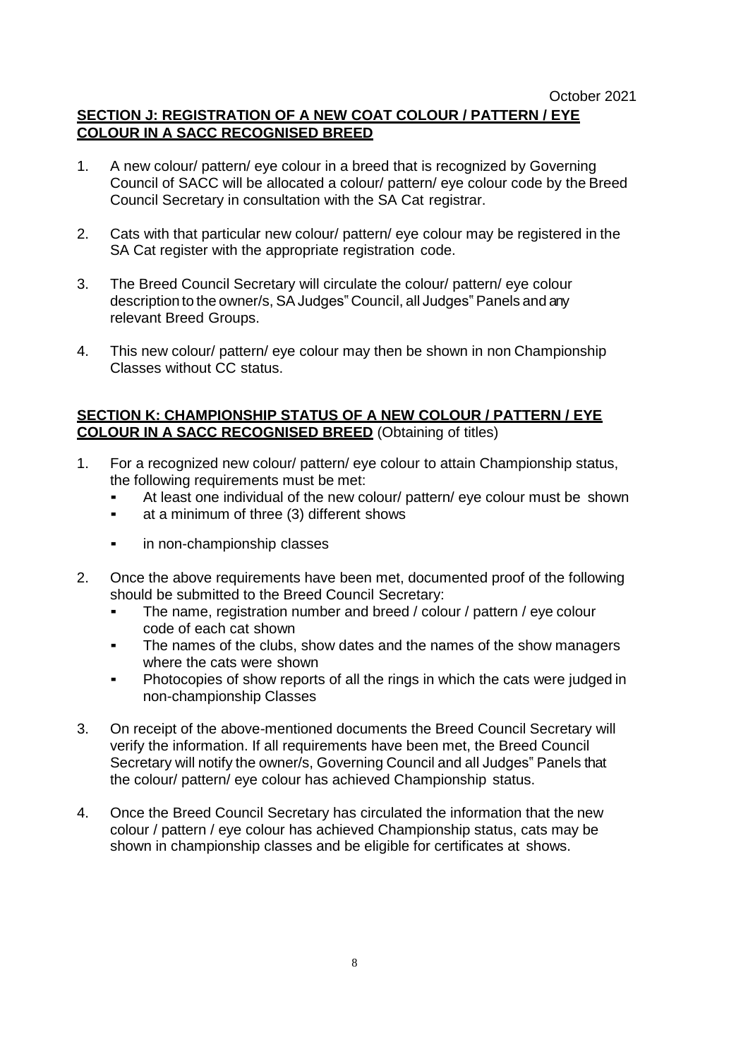October 2021

## SECTION J: REGISTRATION OF A NEW COAT COLOUR / PATTERN / EYE COLOUR IN A SACC RECOGNISED BREED

1. A new colour/ pattern/ eye colour in a breed that is recognized by Governing Council of SACC will be allocated a colour/ pattern/ eye colour code by the Breed Council Secretary in consultation with the SA Cat registrar.

2. Cats with that particular new colour/ pattern/ eye colour may be registered in the SA Cat register with the appropriate registration code.

3. The Breed Council Secretary will circulate the colour/ pattern/ eye colour description to the owner/s, SA Judges" Council, all Judges" Panels and any relevant Breed Groups.

4. This new colour/ pattern/ eye colour may then be shown in non Championship Classes without CC status.

## SECTION K: CHAMPIONSHIP STATUS OF A NEW COLOUR / PATTERN / EYE COLOUR IN A SACC RECOGNISED BREED (Obtaining of titles)

1. For a recognized new colour/ pattern/ eye colour to attain Championship status, the following requirements must be met:
   - At least one individual of the new colour/ pattern/ eye colour must be shown
   - at a minimum of three (3) different shows
   - in non-championship classes

2. Once the above requirements have been met, documented proof of the following should be submitted to the Breed Council Secretary:
   - The name, registration number and breed / colour / pattern / eye colour code of each cat shown
   - The names of the clubs, show dates and the names of the show managers where the cats were shown
   - Photocopies of show reports of all the rings in which the cats were judged in non-championship Classes

3. On receipt of the above-mentioned documents the Breed Council Secretary will verify the information. If all requirements have been met, the Breed Council Secretary will notify the owner/s, Governing Council and all Judges" Panels that the colour/ pattern/ eye colour has achieved Championship status.

4. Once the Breed Council Secretary has circulated the information that the new colour / pattern / eye colour has achieved Championship status, cats may be shown in championship classes and be eligible for certificates at shows.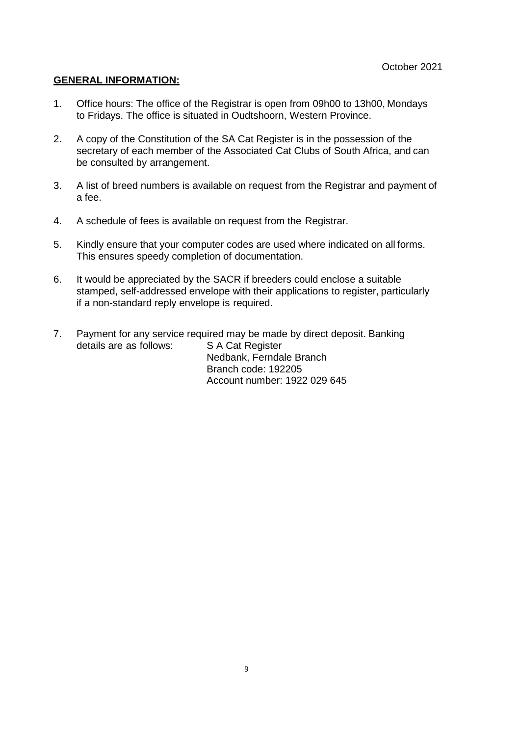October 2021

**GENERAL INFORMATION:**

1. Office hours: The office of the Registrar is open from 09h00 to 13h00, Mondays to Fridays. The office is situated in Oudtshoorn, Western Province.

2. A copy of the Constitution of the SA Cat Register is in the possession of the secretary of each member of the Associated Cat Clubs of South Africa, and can be consulted by arrangement.

3. A list of breed numbers is available on request from the Registrar and payment of a fee.

4. A schedule of fees is available on request from the Registrar.

5. Kindly ensure that your computer codes are used where indicated on all forms. This ensures speedy completion of documentation.

6. It would be appreciated by the SACR if breeders could enclose a suitable stamped, self-addressed envelope with their applications to register, particularly if a non-standard reply envelope is required.

7. Payment for any service required may be made by direct deposit. Banking details are as follows:

   S A Cat Register
   Nedbank, Ferndale Branch
   Branch code: 192205
   Account number: 1922 029 645